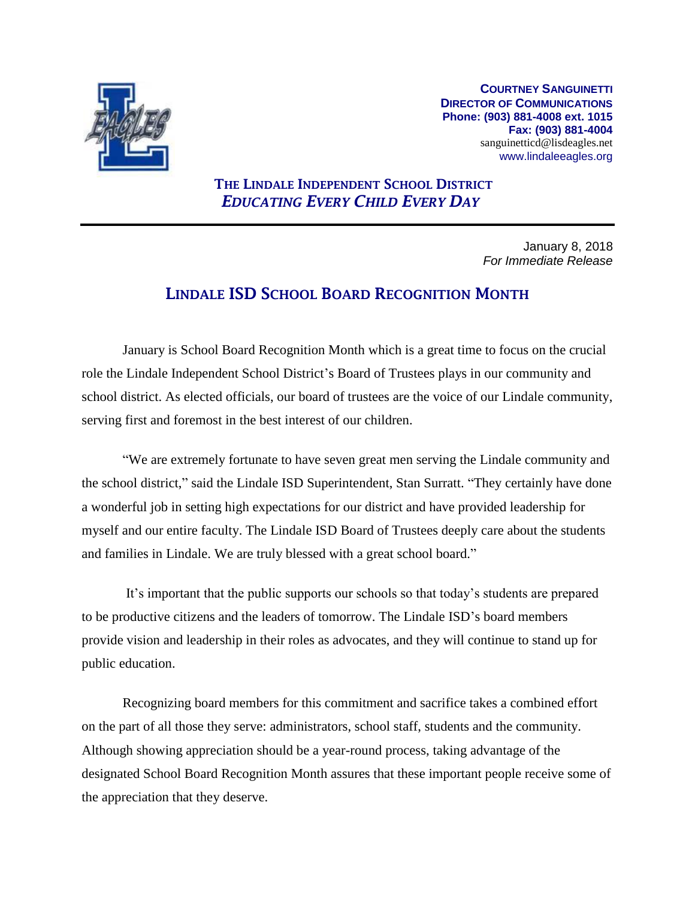**COURTNEY SANGUINETTI**
**DIRECTOR OF COMMUNICATIONS**
**Phone: (903) 881-4008 ext. 1015**
**Fax: (903) 881-4004**
sanguinetticd@lisdeagles.net
www.lindaleeagles.org

**THE LINDALE INDEPENDENT SCHOOL DISTRICT**
***EDUCATING EVERY CHILD EVERY DAY***

---

January 8, 2018
*For Immediate Release*

## LINDALE ISD SCHOOL BOARD RECOGNITION MONTH

January is School Board Recognition Month which is a great time to focus on the crucial role the Lindale Independent School District's Board of Trustees plays in our community and school district. As elected officials, our board of trustees are the voice of our Lindale community, serving first and foremost in the best interest of our children.

"We are extremely fortunate to have seven great men serving the Lindale community and the school district," said the Lindale ISD Superintendent, Stan Surratt. "They certainly have done a wonderful job in setting high expectations for our district and have provided leadership for myself and our entire faculty. The Lindale ISD Board of Trustees deeply care about the students and families in Lindale. We are truly blessed with a great school board."

It's important that the public supports our schools so that today's students are prepared to be productive citizens and the leaders of tomorrow. The Lindale ISD's board members provide vision and leadership in their roles as advocates, and they will continue to stand up for public education.

Recognizing board members for this commitment and sacrifice takes a combined effort on the part of all those they serve: administrators, school staff, students and the community. Although showing appreciation should be a year-round process, taking advantage of the designated School Board Recognition Month assures that these important people receive some of the appreciation that they deserve.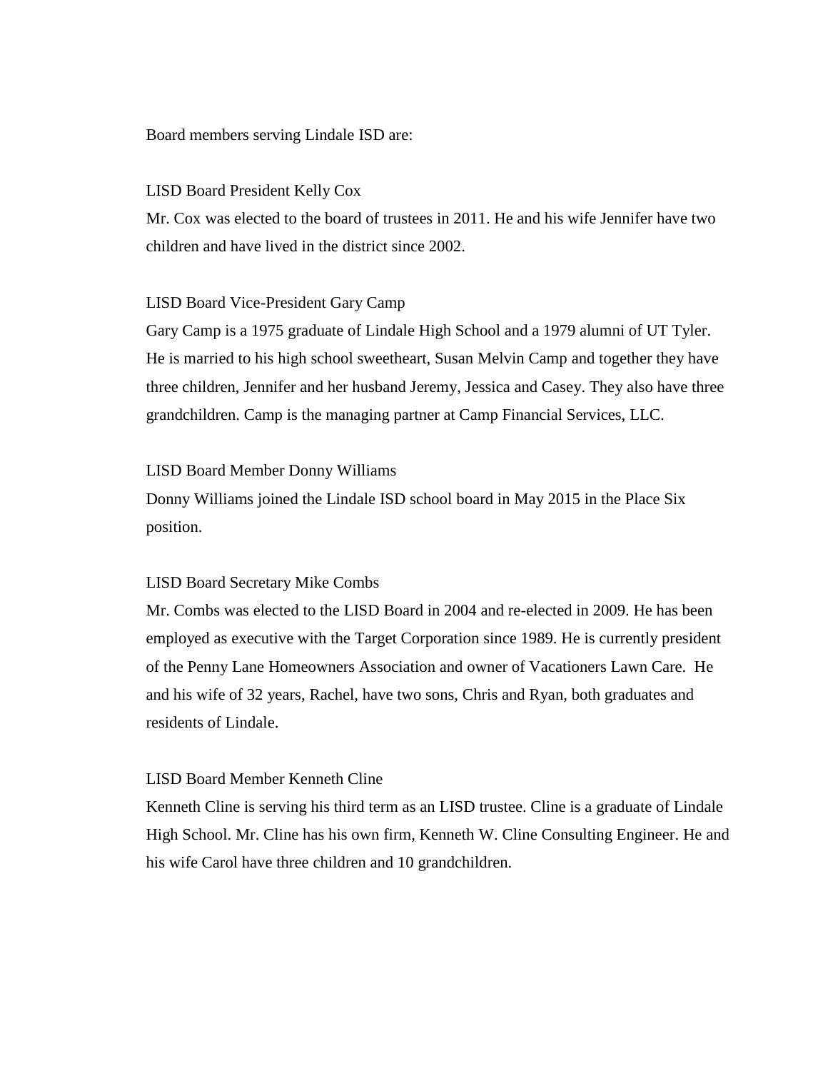Board members serving Lindale ISD are:

LISD Board President Kelly Cox

Mr. Cox was elected to the board of trustees in 2011. He and his wife Jennifer have two children and have lived in the district since 2002.

LISD Board Vice-President Gary Camp

Gary Camp is a 1975 graduate of Lindale High School and a 1979 alumni of UT Tyler. He is married to his high school sweetheart, Susan Melvin Camp and together they have three children, Jennifer and her husband Jeremy, Jessica and Casey. They also have three grandchildren. Camp is the managing partner at Camp Financial Services, LLC.

LISD Board Member Donny Williams

Donny Williams joined the Lindale ISD school board in May 2015 in the Place Six position.

LISD Board Secretary Mike Combs

Mr. Combs was elected to the LISD Board in 2004 and re-elected in 2009. He has been employed as executive with the Target Corporation since 1989. He is currently president of the Penny Lane Homeowners Association and owner of Vacationers Lawn Care. He and his wife of 32 years, Rachel, have two sons, Chris and Ryan, both graduates and residents of Lindale.

LISD Board Member Kenneth Cline

Kenneth Cline is serving his third term as an LISD trustee. Cline is a graduate of Lindale High School. Mr. Cline has his own firm, Kenneth W. Cline Consulting Engineer. He and his wife Carol have three children and 10 grandchildren.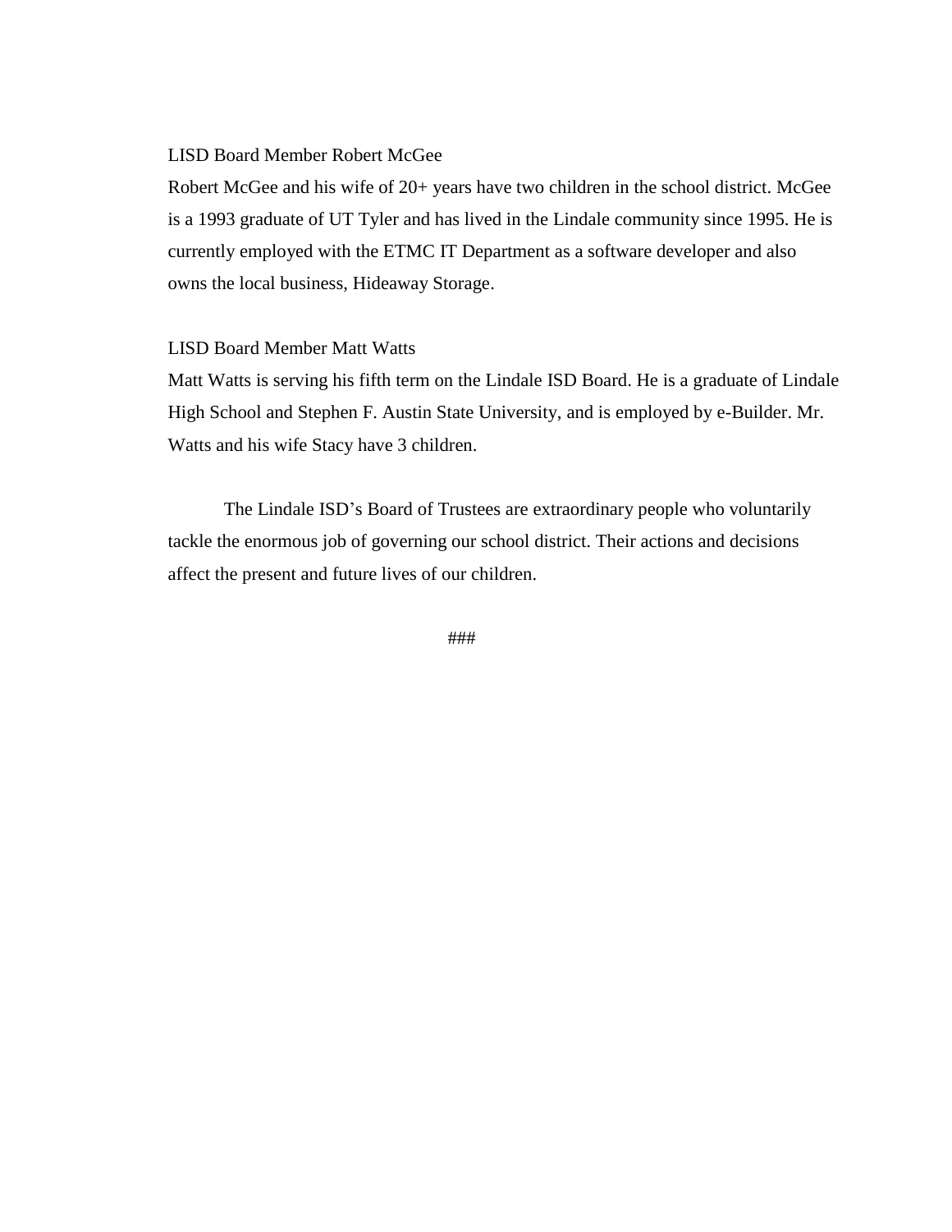LISD Board Member Robert McGee

Robert McGee and his wife of 20+ years have two children in the school district. McGee is a 1993 graduate of UT Tyler and has lived in the Lindale community since 1995. He is currently employed with the ETMC IT Department as a software developer and also owns the local business, Hideaway Storage.

LISD Board Member Matt Watts

Matt Watts is serving his fifth term on the Lindale ISD Board. He is a graduate of Lindale High School and Stephen F. Austin State University, and is employed by e-Builder. Mr. Watts and his wife Stacy have 3 children.

The Lindale ISD's Board of Trustees are extraordinary people who voluntarily tackle the enormous job of governing our school district. Their actions and decisions affect the present and future lives of our children.

###